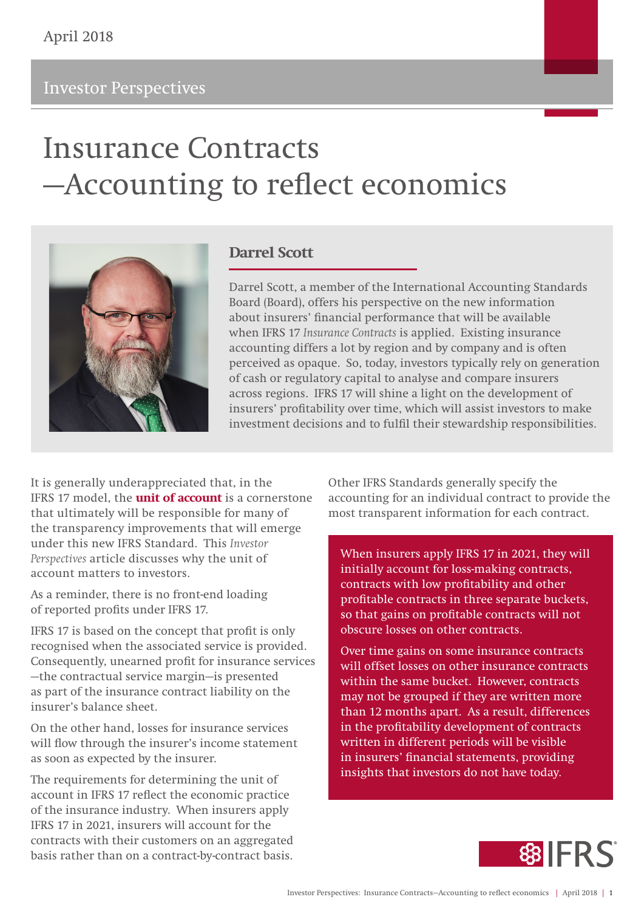April 2018

Investor Perspectives

# Insurance Contracts —Accounting to reflect economics

## Darrel Scott

Darrel Scott, a member of the International Accounting Standards Board (Board), offers his perspective on the new information about insurers' financial performance that will be available when IFRS 17 *Insurance Contracts* is applied. Existing insurance accounting differs a lot by region and by company and is often perceived as opaque. So, today, investors typically rely on generation of cash or regulatory capital to analyse and compare insurers across regions. IFRS 17 will shine a light on the development of insurers' profitability over time, which will assist investors to make investment decisions and to fulfil their stewardship responsibilities.

It is generally underappreciated that, in the IFRS 17 model, the **unit of account** is a cornerstone that ultimately will be responsible for many of the transparency improvements that will emerge under this new IFRS Standard. This *Investor Perspectives* article discusses why the unit of account matters to investors.

As a reminder, there is no front-end loading of reported profits under IFRS 17.

IFRS 17 is based on the concept that profit is only recognised when the associated service is provided. Consequently, unearned profit for insurance services—the contractual service margin—is presented as part of the insurance contract liability on the insurer's balance sheet.

On the other hand, losses for insurance services will flow through the insurer's income statement as soon as expected by the insurer.

The requirements for determining the unit of account in IFRS 17 reflect the economic practice of the insurance industry. When insurers apply IFRS 17 in 2021, insurers will account for the contracts with their customers on an aggregated basis rather than on a contract-by-contract basis. Other IFRS Standards generally specify the accounting for an individual contract to provide the most transparent information for each contract.

When insurers apply IFRS 17 in 2021, they will initially account for loss-making contracts, contracts with low profitability and other profitable contracts in three separate buckets, so that gains on profitable contracts will not obscure losses on other contracts.

Over time gains on some insurance contracts will offset losses on other insurance contracts within the same bucket. However, contracts may not be grouped if they are written more than 12 months apart. As a result, differences in the profitability development of contracts written in different periods will be visible in insurers' financial statements, providing insights that investors do not have today.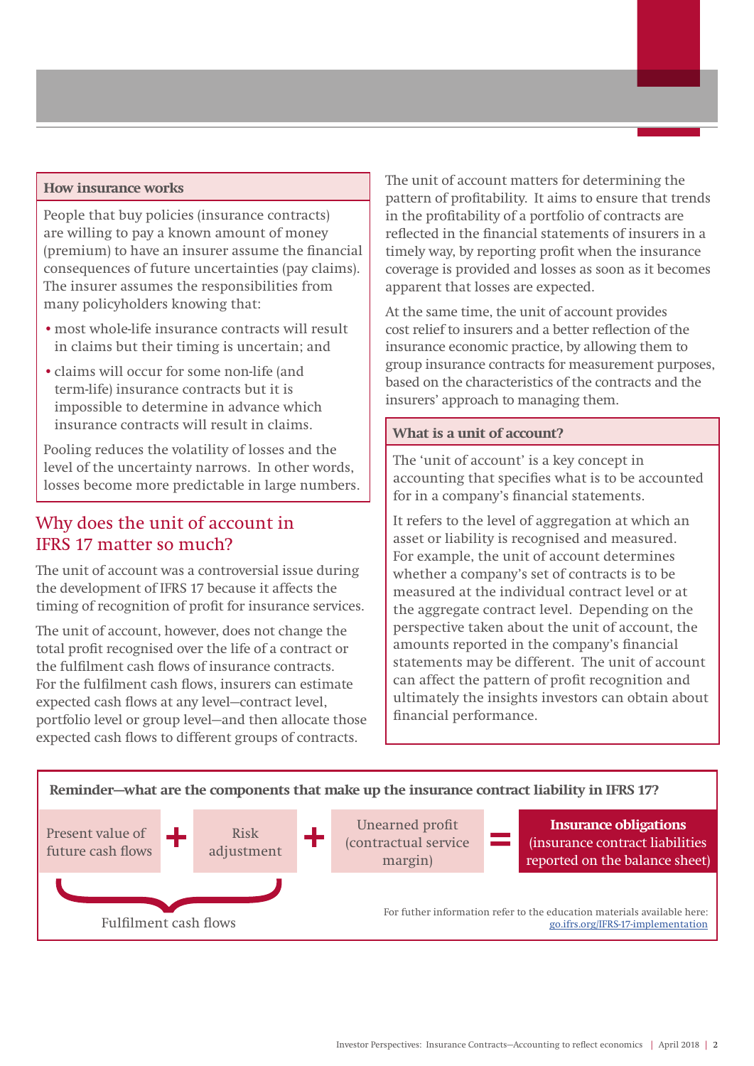### How insurance works

People that buy policies (insurance contracts) are willing to pay a known amount of money (premium) to have an insurer assume the financial consequences of future uncertainties (pay claims). The insurer assumes the responsibilities from many policyholders knowing that:

- most whole-life insurance contracts will result in claims but their timing is uncertain; and
- claims will occur for some non-life (and term-life) insurance contracts but it is impossible to determine in advance which insurance contracts will result in claims.

Pooling reduces the volatility of losses and the level of the uncertainty narrows. In other words, losses become more predictable in large numbers.

## Why does the unit of account in IFRS 17 matter so much?

The unit of account was a controversial issue during the development of IFRS 17 because it affects the timing of recognition of profit for insurance services.

The unit of account, however, does not change the total profit recognised over the life of a contract or the fulfilment cash flows of insurance contracts. For the fulfilment cash flows, insurers can estimate expected cash flows at any level—contract level, portfolio level or group level—and then allocate those expected cash flows to different groups of contracts.

The unit of account matters for determining the pattern of profitability. It aims to ensure that trends in the profitability of a portfolio of contracts are reflected in the financial statements of insurers in a timely way, by reporting profit when the insurance coverage is provided and losses as soon as it becomes apparent that losses are expected.

At the same time, the unit of account provides cost relief to insurers and a better reflection of the insurance economic practice, by allowing them to group insurance contracts for measurement purposes, based on the characteristics of the contracts and the insurers' approach to managing them.

### What is a unit of account?

The 'unit of account' is a key concept in accounting that specifies what is to be accounted for in a company's financial statements.

It refers to the level of aggregation at which an asset or liability is recognised and measured. For example, the unit of account determines whether a company's set of contracts is to be measured at the individual contract level or at the aggregate contract level. Depending on the perspective taken about the unit of account, the amounts reported in the company's financial statements may be different. The unit of account can affect the pattern of profit recognition and ultimately the insights investors can obtain about financial performance.

### Reminder—what are the components that make up the insurance contract liability in IFRS 17?

Present value of future cash flows + Risk adjustment + Unearned profit (contractual service margin) = **Insurance obligations** (insurance contract liabilities reported on the balance sheet)

Fulfilment cash flows = Present value of future cash flows + Risk adjustment

For futher information refer to the education materials available here: go.ifrs.org/IFRS-17-implementation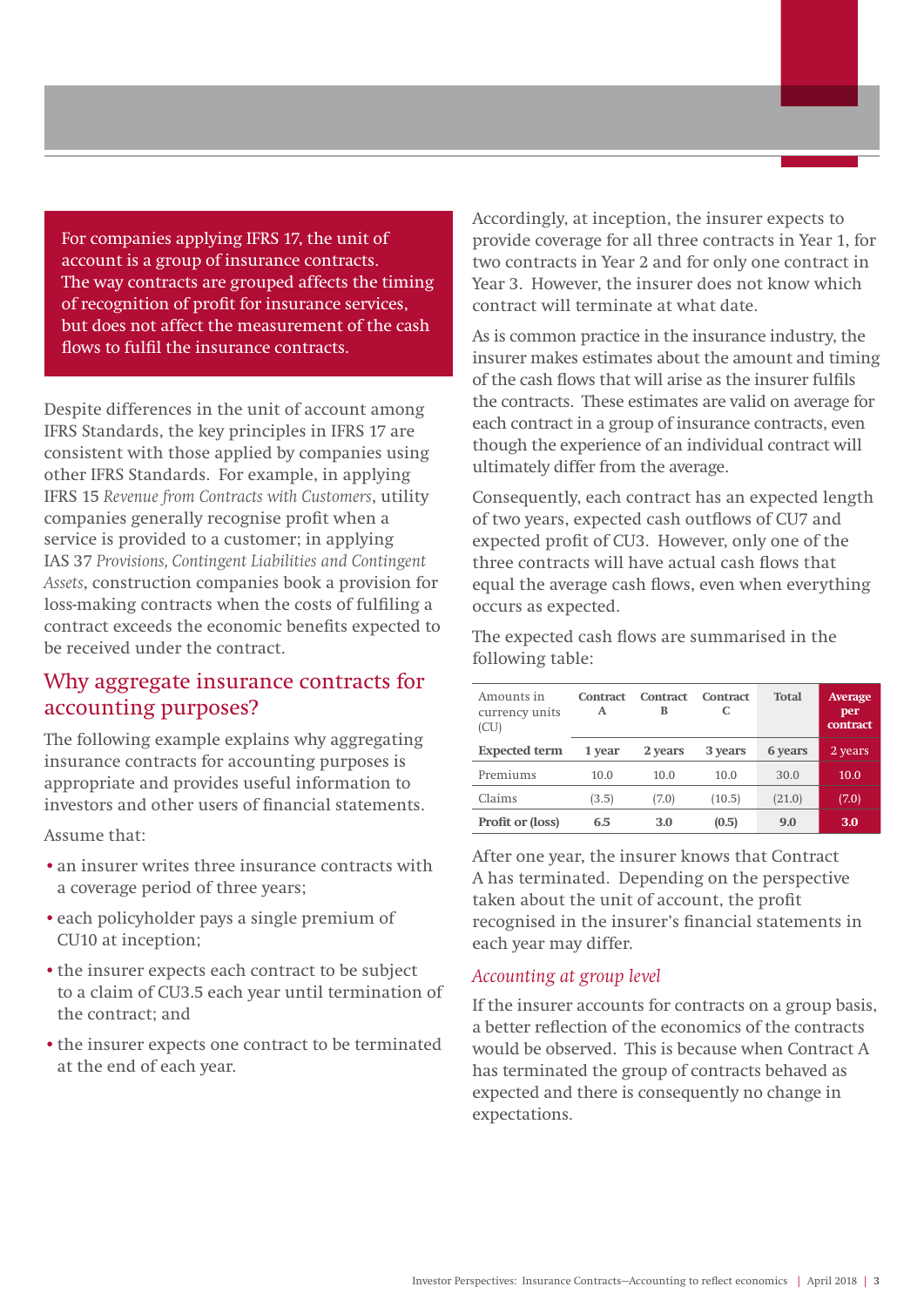For companies applying IFRS 17, the unit of account is a group of insurance contracts. The way contracts are grouped affects the timing of recognition of profit for insurance services, but does not affect the measurement of the cash flows to fulfil the insurance contracts.

Despite differences in the unit of account among IFRS Standards, the key principles in IFRS 17 are consistent with those applied by companies using other IFRS Standards. For example, in applying IFRS 15 *Revenue from Contracts with Customers*, utility companies generally recognise profit when a service is provided to a customer; in applying IAS 37 *Provisions, Contingent Liabilities and Contingent Assets*, construction companies book a provision for loss-making contracts when the costs of fulfilling a contract exceeds the economic benefits expected to be received under the contract.

## Why aggregate insurance contracts for accounting purposes?

The following example explains why aggregating insurance contracts for accounting purposes is appropriate and provides useful information to investors and other users of financial statements.

Assume that:

- an insurer writes three insurance contracts with a coverage period of three years;
- each policyholder pays a single premium of CU10 at inception;
- the insurer expects each contract to be subject to a claim of CU3.5 each year until termination of the contract; and
- the insurer expects one contract to be terminated at the end of each year.

Accordingly, at inception, the insurer expects to provide coverage for all three contracts in Year 1, for two contracts in Year 2 and for only one contract in Year 3. However, the insurer does not know which contract will terminate at what date.

As is common practice in the insurance industry, the insurer makes estimates about the amount and timing of the cash flows that will arise as the insurer fulfils the contracts. These estimates are valid on average for each contract in a group of insurance contracts, even though the experience of an individual contract will ultimately differ from the average.

Consequently, each contract has an expected length of two years, expected cash outflows of CU7 and expected profit of CU3. However, only one of the three contracts will have actual cash flows that equal the average cash flows, even when everything occurs as expected.

The expected cash flows are summarised in the following table:

| Amounts in currency units (CU) | Contract A | Contract B | Contract C | Total | Average per contract |
|---|---|---|---|---|---|
| **Expected term** | **1 year** | **2 years** | **3 years** | **6 years** | 2 years |
| Premiums | 10.0 | 10.0 | 10.0 | 30.0 | 10.0 |
| Claims | (3.5) | (7.0) | (10.5) | (21.0) | (7.0) |
| **Profit or (loss)** | **6.5** | **3.0** | **(0.5)** | **9.0** | **3.0** |

After one year, the insurer knows that Contract A has terminated. Depending on the perspective taken about the unit of account, the profit recognised in the insurer's financial statements in each year may differ.

### *Accounting at group level*

If the insurer accounts for contracts on a group basis, a better reflection of the economics of the contracts would be observed. This is because when Contract A has terminated the group of contracts behaved as expected and there is consequently no change in expectations.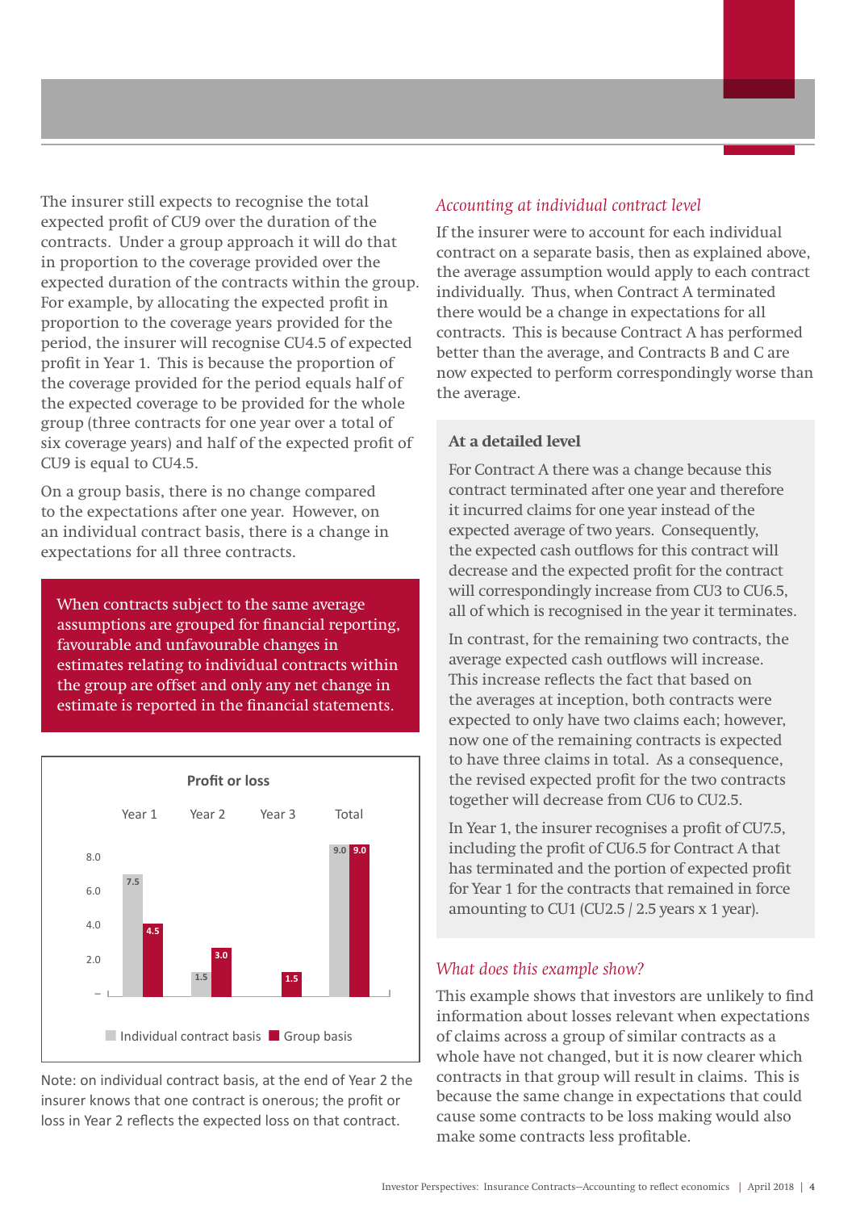The insurer still expects to recognise the total expected profit of CU9 over the duration of the contracts. Under a group approach it will do that in proportion to the coverage provided over the expected duration of the contracts within the group. For example, by allocating the expected profit in proportion to the coverage years provided for the period, the insurer will recognise CU4.5 of expected profit in Year 1. This is because the proportion of the coverage provided for the period equals half of the expected coverage to be provided for the whole group (three contracts for one year over a total of six coverage years) and half of the expected profit of CU9 is equal to CU4.5.

On a group basis, there is no change compared to the expectations after one year. However, on an individual contract basis, there is a change in expectations for all three contracts.

> When contracts subject to the same average assumptions are grouped for financial reporting, favourable and unfavourable changes in estimates relating to individual contracts within the group are offset and only any net change in estimate is reported in the financial statements.

**Profit or loss**

| | Year 1 | Year 2 | Year 3 | Total |
|---|---|---|---|---|
| Individual contract basis | 7.5 | 1.5 | – | 9.0 |
| Group basis | 4.5 | 3.0 | 1.5 | 9.0 |

Note: on individual contract basis, at the end of Year 2 the insurer knows that one contract is onerous; the profit or loss in Year 2 reflects the expected loss on that contract.

*Accounting at individual contract level*

If the insurer were to account for each individual contract on a separate basis, then as explained above, the average assumption would apply to each contract individually. Thus, when Contract A terminated there would be a change in expectations for all contracts. This is because Contract A has performed better than the average, and Contracts B and C are now expected to perform correspondingly worse than the average.

**At a detailed level**

For Contract A there was a change because this contract terminated after one year and therefore it incurred claims for one year instead of the expected average of two years. Consequently, the expected cash outflows for this contract will decrease and the expected profit for the contract will correspondingly increase from CU3 to CU6.5, all of which is recognised in the year it terminates.

In contrast, for the remaining two contracts, the average expected cash outflows will increase. This increase reflects the fact that based on the averages at inception, both contracts were expected to only have two claims each; however, now one of the remaining contracts is expected to have three claims in total. As a consequence, the revised expected profit for the two contracts together will decrease from CU6 to CU2.5.

In Year 1, the insurer recognises a profit of CU7.5, including the profit of CU6.5 for Contract A that has terminated and the portion of expected profit for Year 1 for the contracts that remained in force amounting to CU1 (CU2.5 / 2.5 years x 1 year).

*What does this example show?*

This example shows that investors are unlikely to find information about losses relevant when expectations of claims across a group of similar contracts as a whole have not changed, but it is now clearer which contracts in that group will result in claims. This is because the same change in expectations that could cause some contracts to be loss making would also make some contracts less profitable.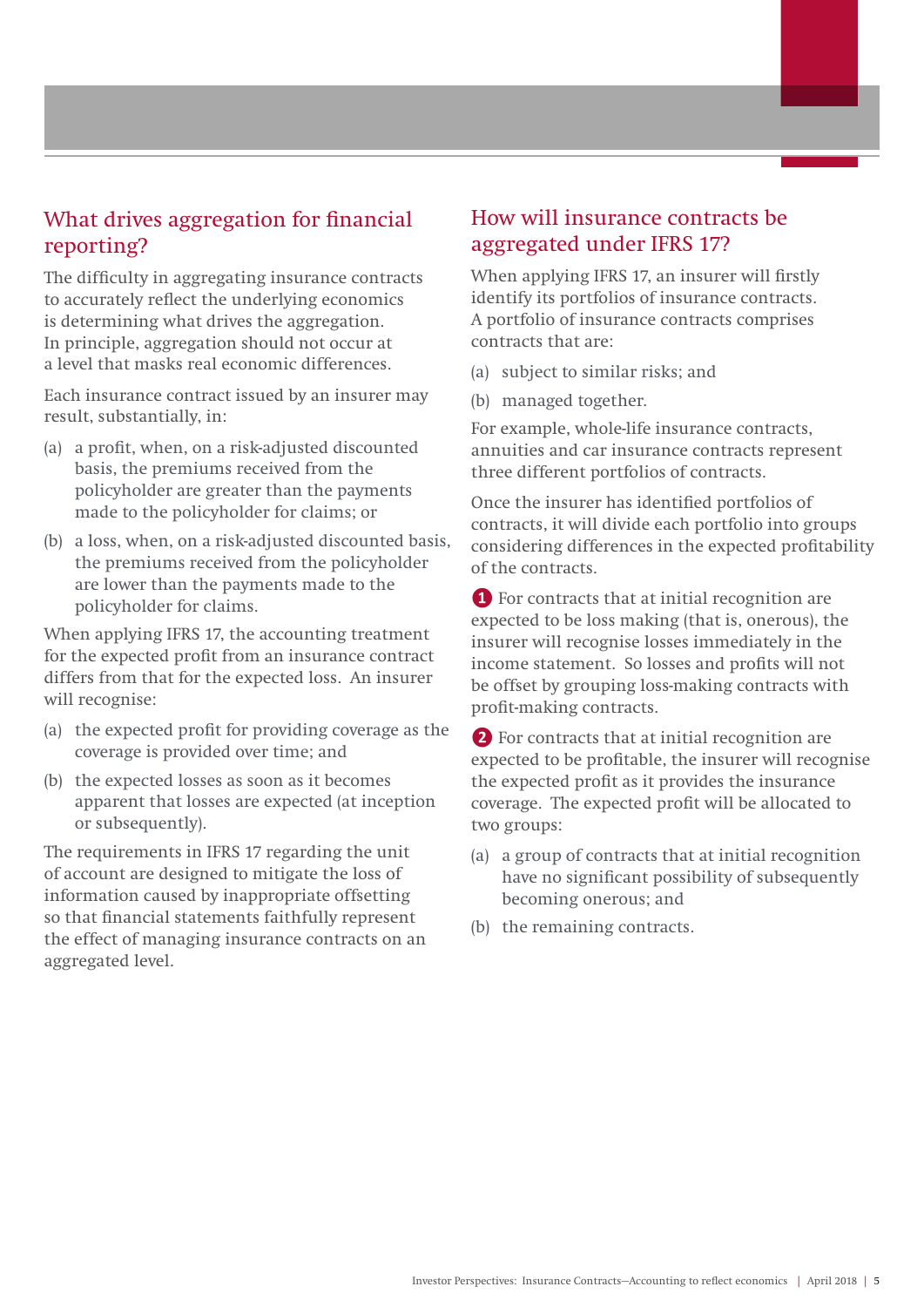## What drives aggregation for financial reporting?

The difficulty in aggregating insurance contracts to accurately reflect the underlying economics is determining what drives the aggregation. In principle, aggregation should not occur at a level that masks real economic differences.

Each insurance contract issued by an insurer may result, substantially, in:

(a) a profit, when, on a risk-adjusted discounted basis, the premiums received from the policyholder are greater than the payments made to the policyholder for claims; or

(b) a loss, when, on a risk-adjusted discounted basis, the premiums received from the policyholder are lower than the payments made to the policyholder for claims.

When applying IFRS 17, the accounting treatment for the expected profit from an insurance contract differs from that for the expected loss. An insurer will recognise:

(a) the expected profit for providing coverage as the coverage is provided over time; and

(b) the expected losses as soon as it becomes apparent that losses are expected (at inception or subsequently).

The requirements in IFRS 17 regarding the unit of account are designed to mitigate the loss of information caused by inappropriate offsetting so that financial statements faithfully represent the effect of managing insurance contracts on an aggregated level.

## How will insurance contracts be aggregated under IFRS 17?

When applying IFRS 17, an insurer will firstly identify its portfolios of insurance contracts. A portfolio of insurance contracts comprises contracts that are:

(a) subject to similar risks; and

(b) managed together.

For example, whole-life insurance contracts, annuities and car insurance contracts represent three different portfolios of contracts.

Once the insurer has identified portfolios of contracts, it will divide each portfolio into groups considering differences in the expected profitability of the contracts.

**1** For contracts that at initial recognition are expected to be loss making (that is, onerous), the insurer will recognise losses immediately in the income statement. So losses and profits will not be offset by grouping loss-making contracts with profit-making contracts.

**2** For contracts that at initial recognition are expected to be profitable, the insurer will recognise the expected profit as it provides the insurance coverage. The expected profit will be allocated to two groups:

(a) a group of contracts that at initial recognition have no significant possibility of subsequently becoming onerous; and

(b) the remaining contracts.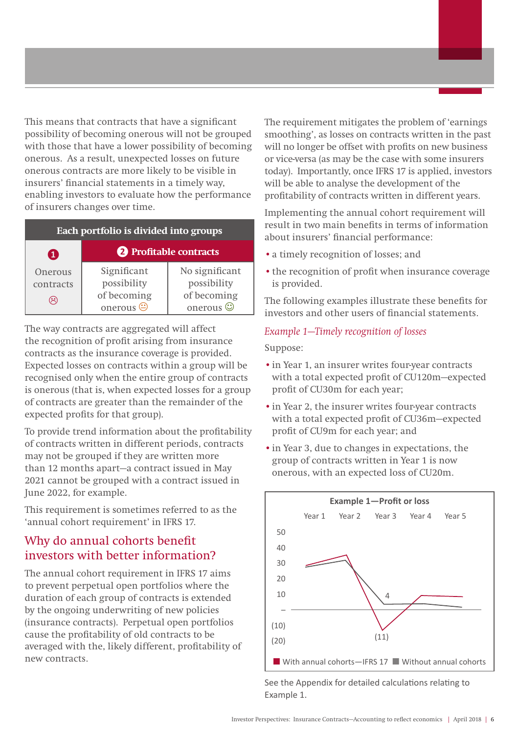This means that contracts that have a significant possibility of becoming onerous will not be grouped with those that have a lower possibility of becoming onerous. As a result, unexpected losses on future onerous contracts are more likely to be visible in insurers' financial statements in a timely way, enabling investors to evaluate how the performance of insurers changes over time.

| Each portfolio is divided into groups | | |
|---|---|---|
| 1 | 2 Profitable contracts | |
| Onerous contracts ☹ | Significant possibility of becoming onerous 😐 | No significant possibility of becoming onerous ☺ |

The way contracts are aggregated will affect the recognition of profit arising from insurance contracts as the insurance coverage is provided. Expected losses on contracts within a group will be recognised only when the entire group of contracts is onerous (that is, when expected losses for a group of contracts are greater than the remainder of the expected profits for that group).

To provide trend information about the profitability of contracts written in different periods, contracts may not be grouped if they are written more than 12 months apart—a contract issued in May 2021 cannot be grouped with a contract issued in June 2022, for example.

This requirement is sometimes referred to as the 'annual cohort requirement' in IFRS 17.

## Why do annual cohorts benefit investors with better information?

The annual cohort requirement in IFRS 17 aims to prevent perpetual open portfolios where the duration of each group of contracts is extended by the ongoing underwriting of new policies (insurance contracts). Perpetual open portfolios cause the profitability of old contracts to be averaged with the, likely different, profitability of new contracts.

The requirement mitigates the problem of 'earnings smoothing', as losses on contracts written in the past will no longer be offset with profits on new business or vice-versa (as may be the case with some insurers today). Importantly, once IFRS 17 is applied, investors will be able to analyse the development of the profitability of contracts written in different years.

Implementing the annual cohort requirement will result in two main benefits in terms of information about insurers' financial performance:

- a timely recognition of losses; and
- the recognition of profit when insurance coverage is provided.

The following examples illustrate these benefits for investors and other users of financial statements.

*Example 1—Timely recognition of losses*

Suppose:

- in Year 1, an insurer writes four-year contracts with a total expected profit of CU120m—expected profit of CU30m for each year;
- in Year 2, the insurer writes four-year contracts with a total expected profit of CU36m—expected profit of CU9m for each year; and
- in Year 3, due to changes in expectations, the group of contracts written in Year 1 is now onerous, with an expected loss of CU20m.

**Example 1—Profit or loss**

Year 1 | Year 2 | Year 3 | Year 4 | Year 5

Y-axis: 50, 40, 30, 20, 10, –, (10), (20)

Data labels: 4, (11)

■ With annual cohorts—IFRS 17 ■ Without annual cohorts

See the Appendix for detailed calculations relating to Example 1.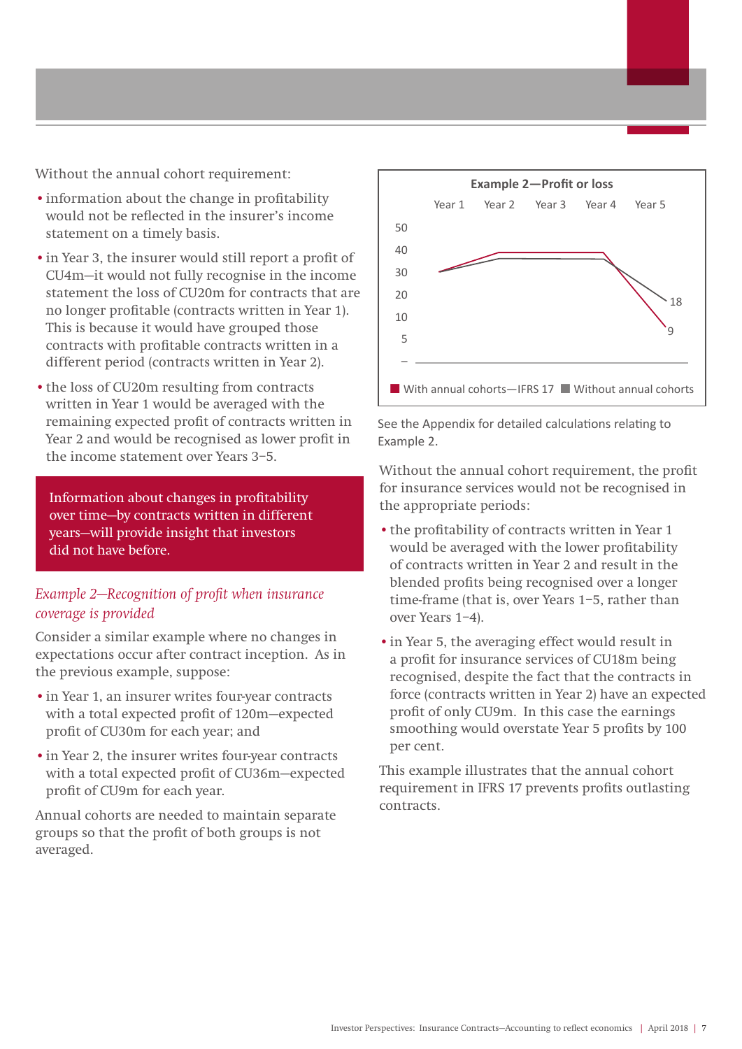Without the annual cohort requirement:

- information about the change in profitability would not be reflected in the insurer's income statement on a timely basis.
- in Year 3, the insurer would still report a profit of CU4m—it would not fully recognise in the income statement the loss of CU20m for contracts that are no longer profitable (contracts written in Year 1). This is because it would have grouped those contracts with profitable contracts written in a different period (contracts written in Year 2).
- the loss of CU20m resulting from contracts written in Year 1 would be averaged with the remaining expected profit of contracts written in Year 2 and would be recognised as lower profit in the income statement over Years 3–5.

> Information about changes in profitability over time—by contracts written in different years—will provide insight that investors did not have before.

*Example 2—Recognition of profit when insurance coverage is provided*

Consider a similar example where no changes in expectations occur after contract inception. As in the previous example, suppose:

- in Year 1, an insurer writes four-year contracts with a total expected profit of 120m—expected profit of CU30m for each year; and
- in Year 2, the insurer writes four-year contracts with a total expected profit of CU36m—expected profit of CU9m for each year.

Annual cohorts are needed to maintain separate groups so that the profit of both groups is not averaged.

**Example 2—Profit or loss**

Year 1 Year 2 Year 3 Year 4 Year 5

50 40 30 20 10 5 –

18

9

With annual cohorts—IFRS 17 Without annual cohorts

See the Appendix for detailed calculations relating to Example 2.

Without the annual cohort requirement, the profit for insurance services would not be recognised in the appropriate periods:

- the profitability of contracts written in Year 1 would be averaged with the lower profitability of contracts written in Year 2 and result in the blended profits being recognised over a longer time-frame (that is, over Years 1–5, rather than over Years 1–4).
- in Year 5, the averaging effect would result in a profit for insurance services of CU18m being recognised, despite the fact that the contracts in force (contracts written in Year 2) have an expected profit of only CU9m. In this case the earnings smoothing would overstate Year 5 profits by 100 per cent.

This example illustrates that the annual cohort requirement in IFRS 17 prevents profits outlasting contracts.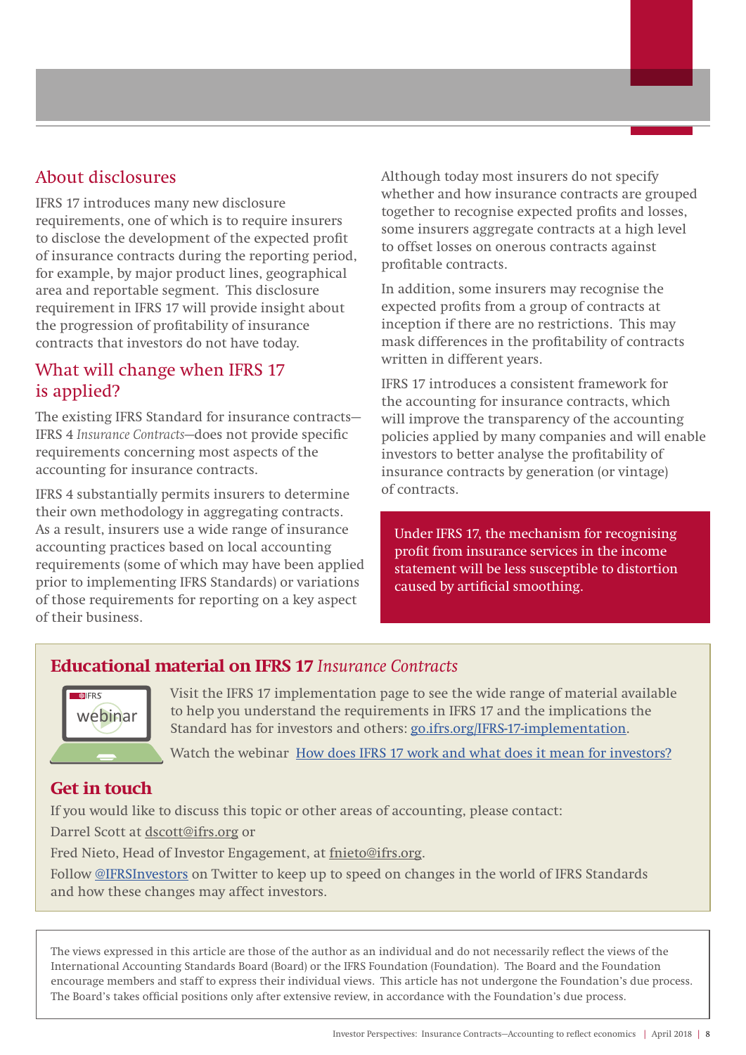## About disclosures

IFRS 17 introduces many new disclosure requirements, one of which is to require insurers to disclose the development of the expected profit of insurance contracts during the reporting period, for example, by major product lines, geographical area and reportable segment. This disclosure requirement in IFRS 17 will provide insight about the progression of profitability of insurance contracts that investors do not have today.

## What will change when IFRS 17 is applied?

The existing IFRS Standard for insurance contracts—IFRS 4 *Insurance Contracts*—does not provide specific requirements concerning most aspects of the accounting for insurance contracts.

IFRS 4 substantially permits insurers to determine their own methodology in aggregating contracts. As a result, insurers use a wide range of insurance accounting practices based on local accounting requirements (some of which may have been applied prior to implementing IFRS Standards) or variations of those requirements for reporting on a key aspect of their business.

Although today most insurers do not specify whether and how insurance contracts are grouped together to recognise expected profits and losses, some insurers aggregate contracts at a high level to offset losses on onerous contracts against profitable contracts.

In addition, some insurers may recognise the expected profits from a group of contracts at inception if there are no restrictions. This may mask differences in the profitability of contracts written in different years.

IFRS 17 introduces a consistent framework for the accounting for insurance contracts, which will improve the transparency of the accounting policies applied by many companies and will enable investors to better analyse the profitability of insurance contracts by generation (or vintage) of contracts.

> Under IFRS 17, the mechanism for recognising profit from insurance services in the income statement will be less susceptible to distortion caused by artificial smoothing.

## Educational material on IFRS 17 *Insurance Contracts*

Visit the IFRS 17 implementation page to see the wide range of material available to help you understand the requirements in IFRS 17 and the implications the Standard has for investors and others: go.ifrs.org/IFRS-17-implementation.

Watch the webinar How does IFRS 17 work and what does it mean for investors?

## Get in touch

If you would like to discuss this topic or other areas of accounting, please contact:

Darrel Scott at dscott@ifrs.org or

Fred Nieto, Head of Investor Engagement, at fnieto@ifrs.org.

Follow @IFRSInvestors on Twitter to keep up to speed on changes in the world of IFRS Standards and how these changes may affect investors.

The views expressed in this article are those of the author as an individual and do not necessarily reflect the views of the International Accounting Standards Board (Board) or the IFRS Foundation (Foundation). The Board and the Foundation encourage members and staff to express their individual views. This article has not undergone the Foundation's due process. The Board's takes official positions only after extensive review, in accordance with the Foundation's due process.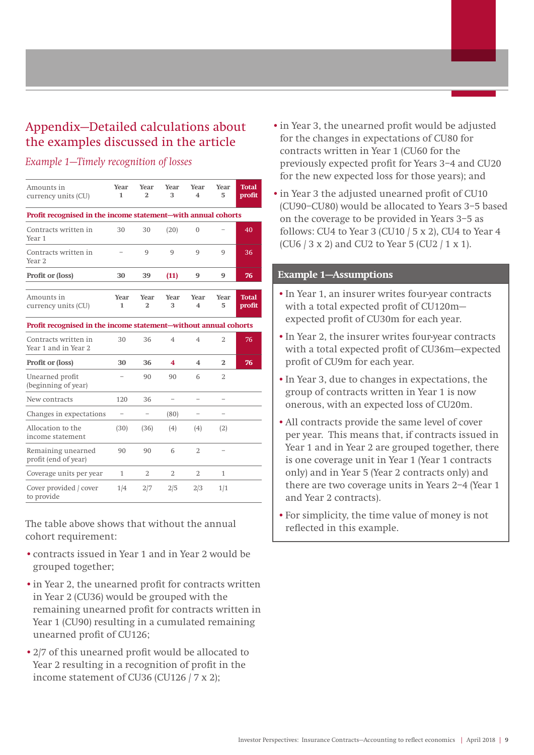# Appendix—Detailed calculations about the examples discussed in the article

## *Example 1—Timely recognition of losses*

| Amounts in currency units (CU) | Year 1 | Year 2 | Year 3 | Year 4 | Year 5 | Total profit |
|---|---|---|---|---|---|---|
| **Profit recognised in the income statement—with annual cohorts** | | | | | | |
| Contracts written in Year 1 | 30 | 30 | (20) | 0 | – | 40 |
| Contracts written in Year 2 | – | 9 | 9 | 9 | 9 | 36 |
| **Profit or (loss)** | **30** | **39** | **(11)** | **9** | **9** | **76** |

| Amounts in currency units (CU) | Year 1 | Year 2 | Year 3 | Year 4 | Year 5 | Total profit |
|---|---|---|---|---|---|---|
| **Profit recognised in the income statement—without annual cohorts** | | | | | | |
| Contracts written in Year 1 and in Year 2 | 30 | 36 | 4 | 4 | 2 | 76 |
| **Profit or (loss)** | **30** | **36** | **4** | **4** | **2** | **76** |
| Unearned profit (beginning of year) | – | 90 | 90 | 6 | 2 | |
| New contracts | 120 | 36 | – | – | – | |
| Changes in expectations | – | – | (80) | – | – | |
| Allocation to the income statement | (30) | (36) | (4) | (4) | (2) | |
| Remaining unearned profit (end of year) | 90 | 90 | 6 | 2 | – | |
| Coverage units per year | 1 | 2 | 2 | 2 | 1 | |
| Cover provided / cover to provide | 1/4 | 2/7 | 2/5 | 2/3 | 1/1 | |

The table above shows that without the annual cohort requirement:

- contracts issued in Year 1 and in Year 2 would be grouped together;
- in Year 2, the unearned profit for contracts written in Year 2 (CU36) would be grouped with the remaining unearned profit for contracts written in Year 1 (CU90) resulting in a cumulated remaining unearned profit of CU126;
- 2/7 of this unearned profit would be allocated to Year 2 resulting in a recognition of profit in the income statement of CU36 (CU126 / 7 x 2);
- in Year 3, the unearned profit would be adjusted for the changes in expectations of CU80 for contracts written in Year 1 (CU60 for the previously expected profit for Years 3–4 and CU20 for the new expected loss for those years); and
- in Year 3 the adjusted unearned profit of CU10 (CU90–CU80) would be allocated to Years 3–5 based on the coverage to be provided in Years 3–5 as follows: CU4 to Year 3 (CU10 / 5 x 2), CU4 to Year 4 (CU6 / 3 x 2) and CU2 to Year 5 (CU2 / 1 x 1).

### Example 1—Assumptions

- In Year 1, an insurer writes four-year contracts with a total expected profit of CU120m—expected profit of CU30m for each year.
- In Year 2, the insurer writes four-year contracts with a total expected profit of CU36m—expected profit of CU9m for each year.
- In Year 3, due to changes in expectations, the group of contracts written in Year 1 is now onerous, with an expected loss of CU20m.
- All contracts provide the same level of cover per year. This means that, if contracts issued in Year 1 and in Year 2 are grouped together, there is one coverage unit in Year 1 (Year 1 contracts only) and in Year 5 (Year 2 contracts only) and there are two coverage units in Years 2–4 (Year 1 and Year 2 contracts).
- For simplicity, the time value of money is not reflected in this example.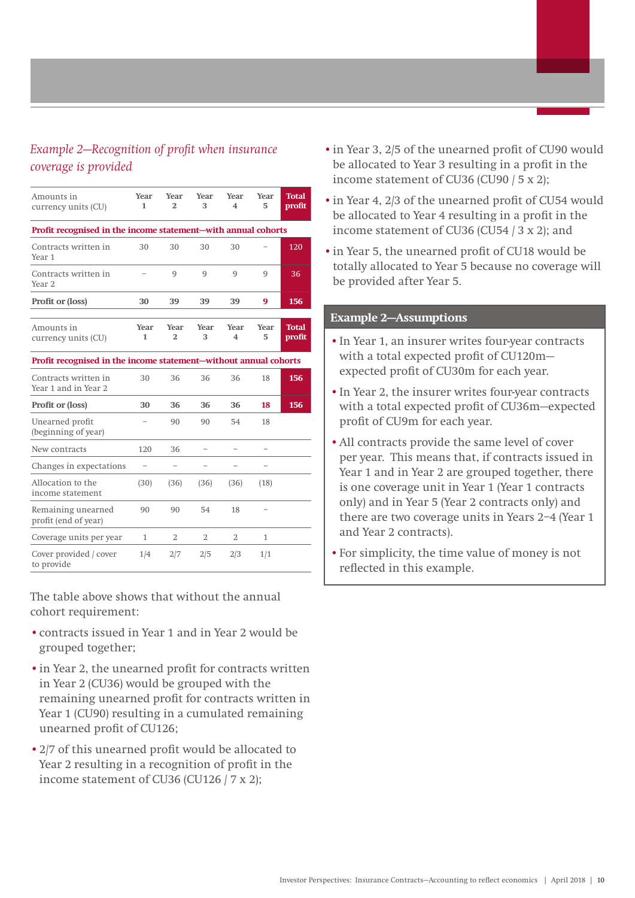## *Example 2—Recognition of profit when insurance coverage is provided*

| Amounts in currency units (CU) | Year 1 | Year 2 | Year 3 | Year 4 | Year 5 | Total profit |
|---|---|---|---|---|---|---|
| **Profit recognised in the income statement—with annual cohorts** | | | | | | |
| Contracts written in Year 1 | 30 | 30 | 30 | 30 | – | 120 |
| Contracts written in Year 2 | – | 9 | 9 | 9 | 9 | 36 |
| **Profit or (loss)** | **30** | **39** | **39** | **39** | **9** | **156** |

| Amounts in currency units (CU) | Year 1 | Year 2 | Year 3 | Year 4 | Year 5 | Total profit |
|---|---|---|---|---|---|---|
| **Profit recognised in the income statement—without annual cohorts** | | | | | | |
| Contracts written in Year 1 and in Year 2 | 30 | 36 | 36 | 36 | 18 | 156 |
| **Profit or (loss)** | **30** | **36** | **36** | **36** | **18** | **156** |
| Unearned profit (beginning of year) | – | 90 | 90 | 54 | 18 | |
| New contracts | 120 | 36 | – | – | – | |
| Changes in expectations | – | – | – | – | – | |
| Allocation to the income statement | (30) | (36) | (36) | (36) | (18) | |
| Remaining unearned profit (end of year) | 90 | 90 | 54 | 18 | – | |
| Coverage units per year | 1 | 2 | 2 | 2 | 1 | |
| Cover provided / cover to provide | 1/4 | 2/7 | 2/5 | 2/3 | 1/1 | |

The table above shows that without the annual cohort requirement:

- contracts issued in Year 1 and in Year 2 would be grouped together;
- in Year 2, the unearned profit for contracts written in Year 2 (CU36) would be grouped with the remaining unearned profit for contracts written in Year 1 (CU90) resulting in a cumulated remaining unearned profit of CU126;
- 2/7 of this unearned profit would be allocated to Year 2 resulting in a recognition of profit in the income statement of CU36 (CU126 / 7 x 2);
- in Year 3, 2/5 of the unearned profit of CU90 would be allocated to Year 3 resulting in a profit in the income statement of CU36 (CU90 / 5 x 2);
- in Year 4, 2/3 of the unearned profit of CU54 would be allocated to Year 4 resulting in a profit in the income statement of CU36 (CU54 / 3 x 2); and
- in Year 5, the unearned profit of CU18 would be totally allocated to Year 5 because no coverage will be provided after Year 5.

### Example 2—Assumptions

- In Year 1, an insurer writes four-year contracts with a total expected profit of CU120m—expected profit of CU30m for each year.
- In Year 2, the insurer writes four-year contracts with a total expected profit of CU36m—expected profit of CU9m for each year.
- All contracts provide the same level of cover per year. This means that, if contracts issued in Year 1 and in Year 2 are grouped together, there is one coverage unit in Year 1 (Year 1 contracts only) and in Year 5 (Year 2 contracts only) and there are two coverage units in Years 2–4 (Year 1 and Year 2 contracts).
- For simplicity, the time value of money is not reflected in this example.